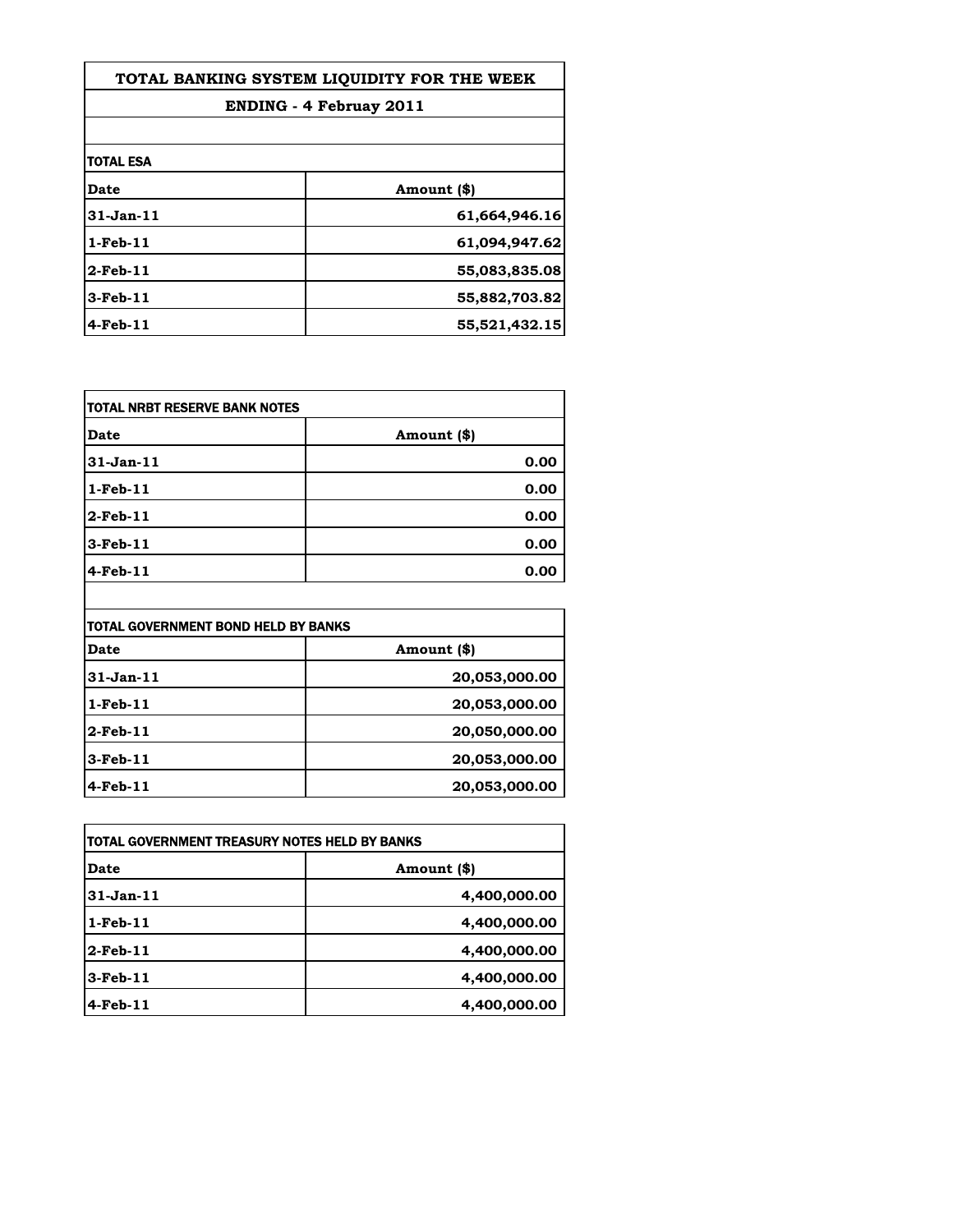# TOTAL BANKING SYSTEM LIQUIDITY FOR THE WEEK

## ENDING - 4 Februay 2011

**TOTAL ESA**

| Date | Amount ($) |
|---|---|
| 31-Jan-11 | 61,664,946.16 |
| 1-Feb-11 | 61,094,947.62 |
| 2-Feb-11 | 55,083,835.08 |
| 3-Feb-11 | 55,882,703.82 |
| 4-Feb-11 | 55,521,432.15 |

**TOTAL NRBT RESERVE BANK NOTES**

| Date | Amount ($) |
|---|---|
| 31-Jan-11 | 0.00 |
| 1-Feb-11 | 0.00 |
| 2-Feb-11 | 0.00 |
| 3-Feb-11 | 0.00 |
| 4-Feb-11 | 0.00 |

**TOTAL GOVERNMENT BOND HELD BY BANKS**

| Date | Amount ($) |
|---|---|
| 31-Jan-11 | 20,053,000.00 |
| 1-Feb-11 | 20,053,000.00 |
| 2-Feb-11 | 20,050,000.00 |
| 3-Feb-11 | 20,053,000.00 |
| 4-Feb-11 | 20,053,000.00 |

**TOTAL GOVERNMENT TREASURY NOTES HELD BY BANKS**

| Date | Amount ($) |
|---|---|
| 31-Jan-11 | 4,400,000.00 |
| 1-Feb-11 | 4,400,000.00 |
| 2-Feb-11 | 4,400,000.00 |
| 3-Feb-11 | 4,400,000.00 |
| 4-Feb-11 | 4,400,000.00 |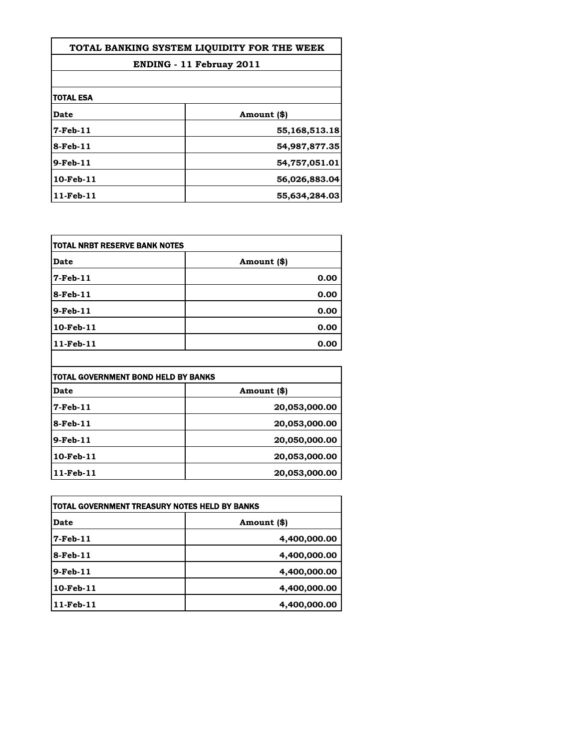# TOTAL BANKING SYSTEM LIQUIDITY FOR THE WEEK

## ENDING - 11 Februay 2011

### TOTAL ESA

| Date | Amount ($) |
|---|---|
| 7-Feb-11 | 55,168,513.18 |
| 8-Feb-11 | 54,987,877.35 |
| 9-Feb-11 | 54,757,051.01 |
| 10-Feb-11 | 56,026,883.04 |
| 11-Feb-11 | 55,634,284.03 |

### TOTAL NRBT RESERVE BANK NOTES

| Date | Amount ($) |
|---|---|
| 7-Feb-11 | 0.00 |
| 8-Feb-11 | 0.00 |
| 9-Feb-11 | 0.00 |
| 10-Feb-11 | 0.00 |
| 11-Feb-11 | 0.00 |

### TOTAL GOVERNMENT BOND HELD BY BANKS

| Date | Amount ($) |
|---|---|
| 7-Feb-11 | 20,053,000.00 |
| 8-Feb-11 | 20,053,000.00 |
| 9-Feb-11 | 20,050,000.00 |
| 10-Feb-11 | 20,053,000.00 |
| 11-Feb-11 | 20,053,000.00 |

### TOTAL GOVERNMENT TREASURY NOTES HELD BY BANKS

| Date | Amount ($) |
|---|---|
| 7-Feb-11 | 4,400,000.00 |
| 8-Feb-11 | 4,400,000.00 |
| 9-Feb-11 | 4,400,000.00 |
| 10-Feb-11 | 4,400,000.00 |
| 11-Feb-11 | 4,400,000.00 |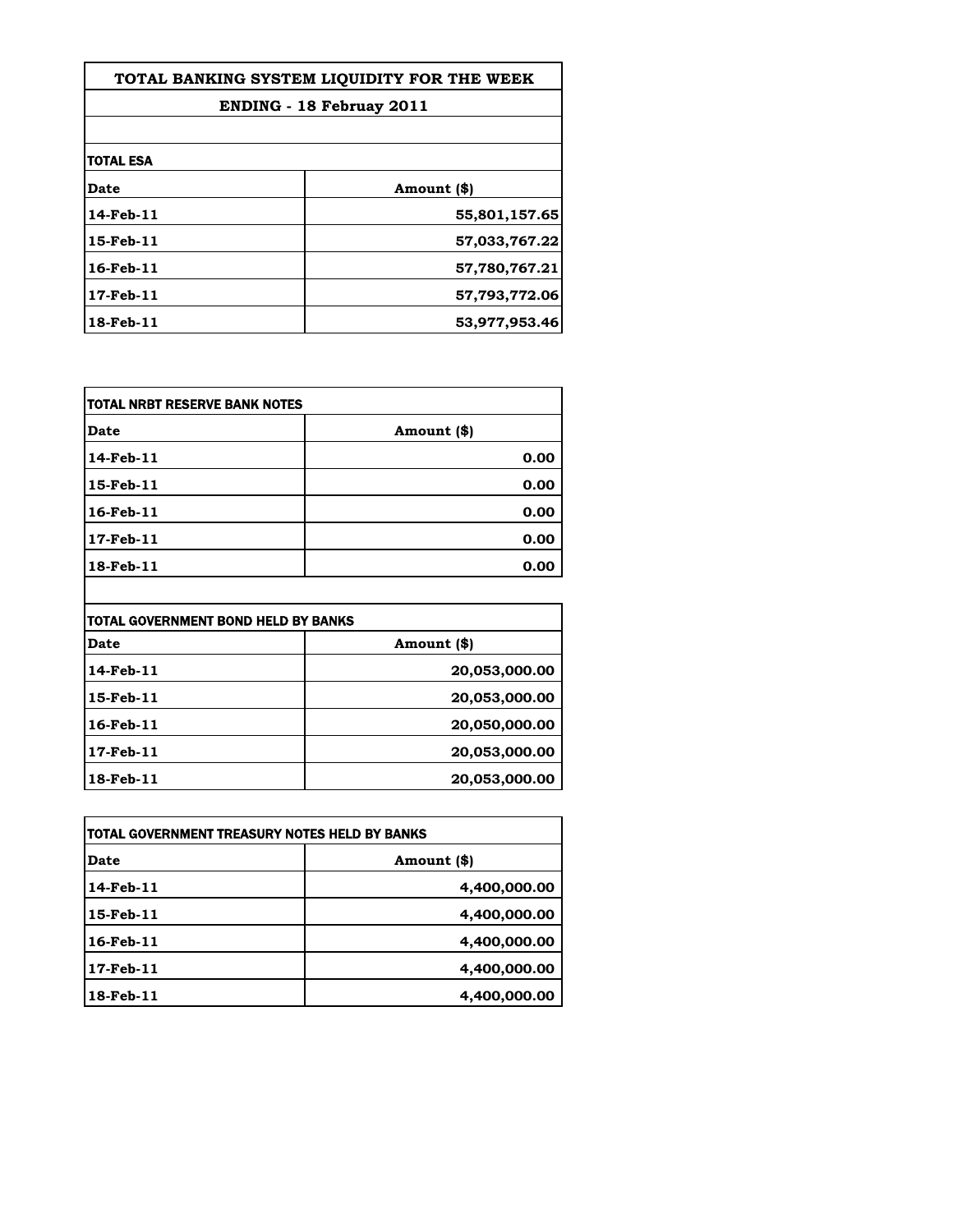# TOTAL BANKING SYSTEM LIQUIDITY FOR THE WEEK

## ENDING - 18 Februay 2011

**TOTAL ESA**

| Date | Amount ($) |
|---|---|
| 14-Feb-11 | 55,801,157.65 |
| 15-Feb-11 | 57,033,767.22 |
| 16-Feb-11 | 57,780,767.21 |
| 17-Feb-11 | 57,793,772.06 |
| 18-Feb-11 | 53,977,953.46 |

**TOTAL NRBT RESERVE BANK NOTES**

| Date | Amount ($) |
|---|---|
| 14-Feb-11 | 0.00 |
| 15-Feb-11 | 0.00 |
| 16-Feb-11 | 0.00 |
| 17-Feb-11 | 0.00 |
| 18-Feb-11 | 0.00 |

**TOTAL GOVERNMENT BOND HELD BY BANKS**

| Date | Amount ($) |
|---|---|
| 14-Feb-11 | 20,053,000.00 |
| 15-Feb-11 | 20,053,000.00 |
| 16-Feb-11 | 20,050,000.00 |
| 17-Feb-11 | 20,053,000.00 |
| 18-Feb-11 | 20,053,000.00 |

**TOTAL GOVERNMENT TREASURY NOTES HELD BY BANKS**

| Date | Amount ($) |
|---|---|
| 14-Feb-11 | 4,400,000.00 |
| 15-Feb-11 | 4,400,000.00 |
| 16-Feb-11 | 4,400,000.00 |
| 17-Feb-11 | 4,400,000.00 |
| 18-Feb-11 | 4,400,000.00 |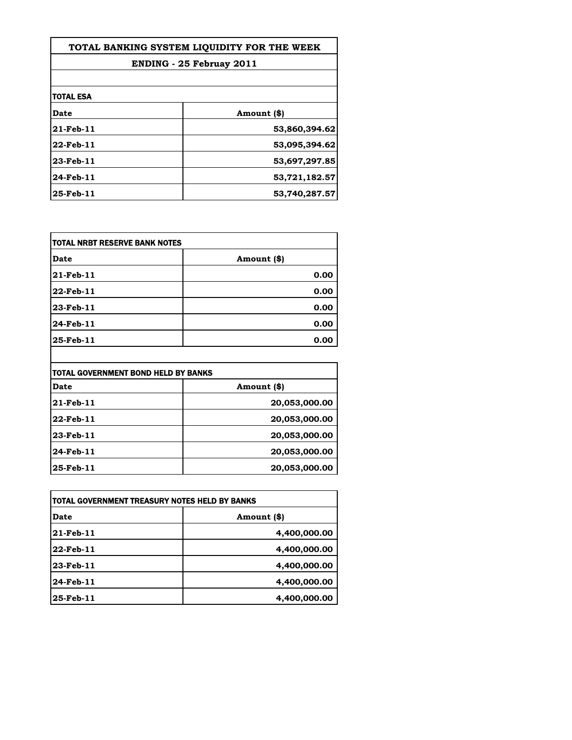# TOTAL BANKING SYSTEM LIQUIDITY FOR THE WEEK

## ENDING - 25 Februay 2011

**TOTAL ESA**

| Date | Amount ($) |
|---|---|
| 21-Feb-11 | 53,860,394.62 |
| 22-Feb-11 | 53,095,394.62 |
| 23-Feb-11 | 53,697,297.85 |
| 24-Feb-11 | 53,721,182.57 |
| 25-Feb-11 | 53,740,287.57 |

**TOTAL NRBT RESERVE BANK NOTES**

| Date | Amount ($) |
|---|---|
| 21-Feb-11 | 0.00 |
| 22-Feb-11 | 0.00 |
| 23-Feb-11 | 0.00 |
| 24-Feb-11 | 0.00 |
| 25-Feb-11 | 0.00 |

**TOTAL GOVERNMENT BOND HELD BY BANKS**

| Date | Amount ($) |
|---|---|
| 21-Feb-11 | 20,053,000.00 |
| 22-Feb-11 | 20,053,000.00 |
| 23-Feb-11 | 20,053,000.00 |
| 24-Feb-11 | 20,053,000.00 |
| 25-Feb-11 | 20,053,000.00 |

**TOTAL GOVERNMENT TREASURY NOTES HELD BY BANKS**

| Date | Amount ($) |
|---|---|
| 21-Feb-11 | 4,400,000.00 |
| 22-Feb-11 | 4,400,000.00 |
| 23-Feb-11 | 4,400,000.00 |
| 24-Feb-11 | 4,400,000.00 |
| 25-Feb-11 | 4,400,000.00 |